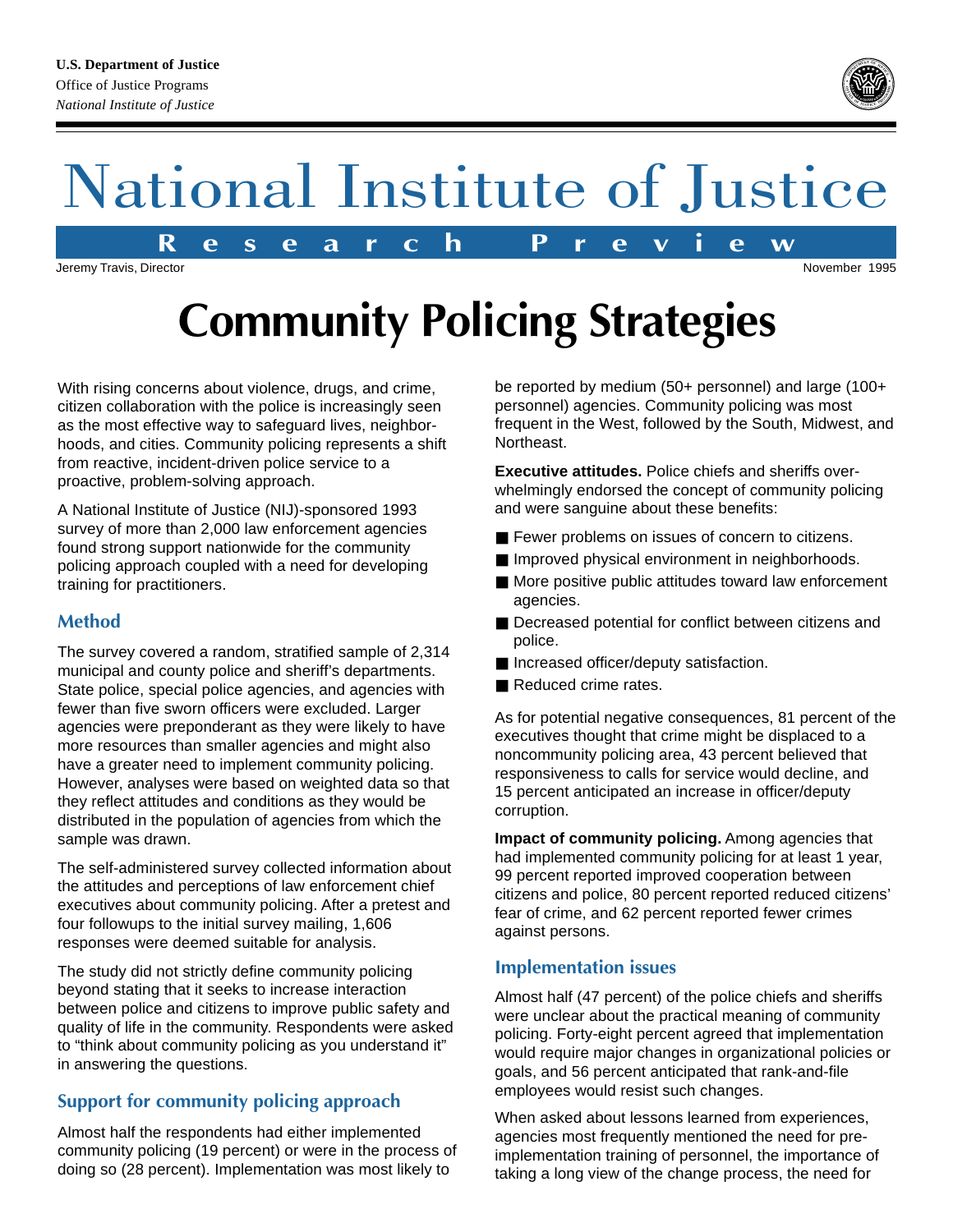U.S. Department of Justice
Office of Justice Programs
*National Institute of Justice*

# National Institute of Justice

**Research Preview**

Jeremy Travis, Director

November 1995

# Community Policing Strategies

With rising concerns about violence, drugs, and crime, citizen collaboration with the police is increasingly seen as the most effective way to safeguard lives, neighborhoods, and cities. Community policing represents a shift from reactive, incident-driven police service to a proactive, problem-solving approach.

A National Institute of Justice (NIJ)-sponsored 1993 survey of more than 2,000 law enforcement agencies found strong support nationwide for the community policing approach coupled with a need for developing training for practitioners.

## Method

The survey covered a random, stratified sample of 2,314 municipal and county police and sheriff's departments. State police, special police agencies, and agencies with fewer than five sworn officers were excluded. Larger agencies were preponderant as they were likely to have more resources than smaller agencies and might also have a greater need to implement community policing. However, analyses were based on weighted data so that they reflect attitudes and conditions as they would be distributed in the population of agencies from which the sample was drawn.

The self-administered survey collected information about the attitudes and perceptions of law enforcement chief executives about community policing. After a pretest and four followups to the initial survey mailing, 1,606 responses were deemed suitable for analysis.

The study did not strictly define community policing beyond stating that it seeks to increase interaction between police and citizens to improve public safety and quality of life in the community. Respondents were asked to "think about community policing as you understand it" in answering the questions.

## Support for community policing approach

Almost half the respondents had either implemented community policing (19 percent) or were in the process of doing so (28 percent). Implementation was most likely to be reported by medium (50+ personnel) and large (100+ personnel) agencies. Community policing was most frequent in the West, followed by the South, Midwest, and Northeast.

**Executive attitudes.** Police chiefs and sheriffs overwhelmingly endorsed the concept of community policing and were sanguine about these benefits:

- Fewer problems on issues of concern to citizens.
- Improved physical environment in neighborhoods.
- More positive public attitudes toward law enforcement agencies.
- Decreased potential for conflict between citizens and police.
- Increased officer/deputy satisfaction.
- Reduced crime rates.

As for potential negative consequences, 81 percent of the executives thought that crime might be displaced to a noncommunity policing area, 43 percent believed that responsiveness to calls for service would decline, and 15 percent anticipated an increase in officer/deputy corruption.

**Impact of community policing.** Among agencies that had implemented community policing for at least 1 year, 99 percent reported improved cooperation between citizens and police, 80 percent reported reduced citizens' fear of crime, and 62 percent reported fewer crimes against persons.

## Implementation issues

Almost half (47 percent) of the police chiefs and sheriffs were unclear about the practical meaning of community policing. Forty-eight percent agreed that implementation would require major changes in organizational policies or goals, and 56 percent anticipated that rank-and-file employees would resist such changes.

When asked about lessons learned from experiences, agencies most frequently mentioned the need for pre-implementation training of personnel, the importance of taking a long view of the change process, the need for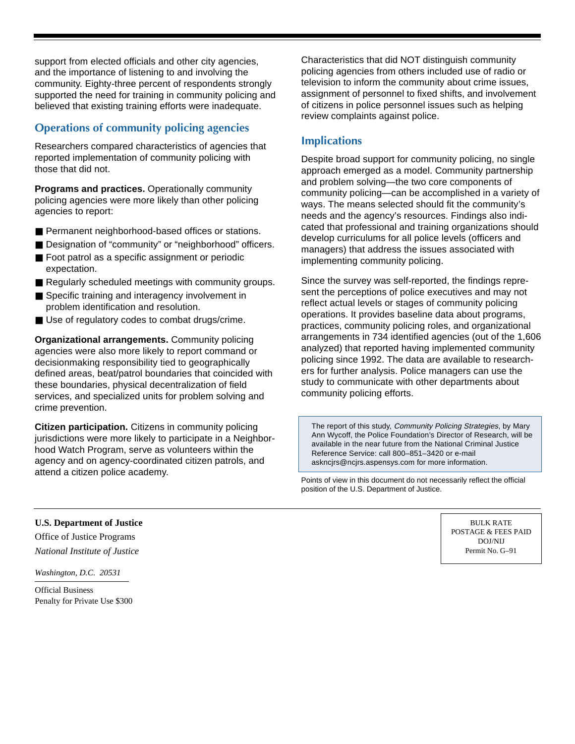support from elected officials and other city agencies, and the importance of listening to and involving the community. Eighty-three percent of respondents strongly supported the need for training in community policing and believed that existing training efforts were inadequate.

## Operations of community policing agencies

Researchers compared characteristics of agencies that reported implementation of community policing with those that did not.

**Programs and practices.** Operationally community policing agencies were more likely than other policing agencies to report:

- Permanent neighborhood-based offices or stations.
- Designation of “community” or “neighborhood” officers.
- Foot patrol as a specific assignment or periodic expectation.
- Regularly scheduled meetings with community groups.
- Specific training and interagency involvement in problem identification and resolution.
- Use of regulatory codes to combat drugs/crime.

**Organizational arrangements.** Community policing agencies were also more likely to report command or decisionmaking responsibility tied to geographically defined areas, beat/patrol boundaries that coincided with these boundaries, physical decentralization of field services, and specialized units for problem solving and crime prevention.

**Citizen participation.** Citizens in community policing jurisdictions were more likely to participate in a Neighborhood Watch Program, serve as volunteers within the agency and on agency-coordinated citizen patrols, and attend a citizen police academy.

Characteristics that did NOT distinguish community policing agencies from others included use of radio or television to inform the community about crime issues, assignment of personnel to fixed shifts, and involvement of citizens in police personnel issues such as helping review complaints against police.

## Implications

Despite broad support for community policing, no single approach emerged as a model. Community partnership and problem solving—the two core components of community policing—can be accomplished in a variety of ways. The means selected should fit the community’s needs and the agency’s resources. Findings also indicated that professional and training organizations should develop curriculums for all police levels (officers and managers) that address the issues associated with implementing community policing.

Since the survey was self-reported, the findings represent the perceptions of police executives and may not reflect actual levels or stages of community policing operations. It provides baseline data about programs, practices, community policing roles, and organizational arrangements in 734 identified agencies (out of the 1,606 analyzed) that reported having implemented community policing since 1992. The data are available to researchers for further analysis. Police managers can use the study to communicate with other departments about community policing efforts.

The report of this study, *Community Policing Strategies*, by Mary Ann Wycoff, the Police Foundation’s Director of Research, will be available in the near future from the National Criminal Justice Reference Service: call 800–851–3420 or e-mail askncjrs@ncjrs.aspensys.com for more information.

Points of view in this document do not necessarily reflect the official position of the U.S. Department of Justice.

**U.S. Department of Justice**
Office of Justice Programs
*National Institute of Justice*

*Washington, D.C. 20531*

Official Business
Penalty for Private Use $300

BULK RATE
POSTAGE & FEES PAID
DOJ/NIJ
Permit No. G–91